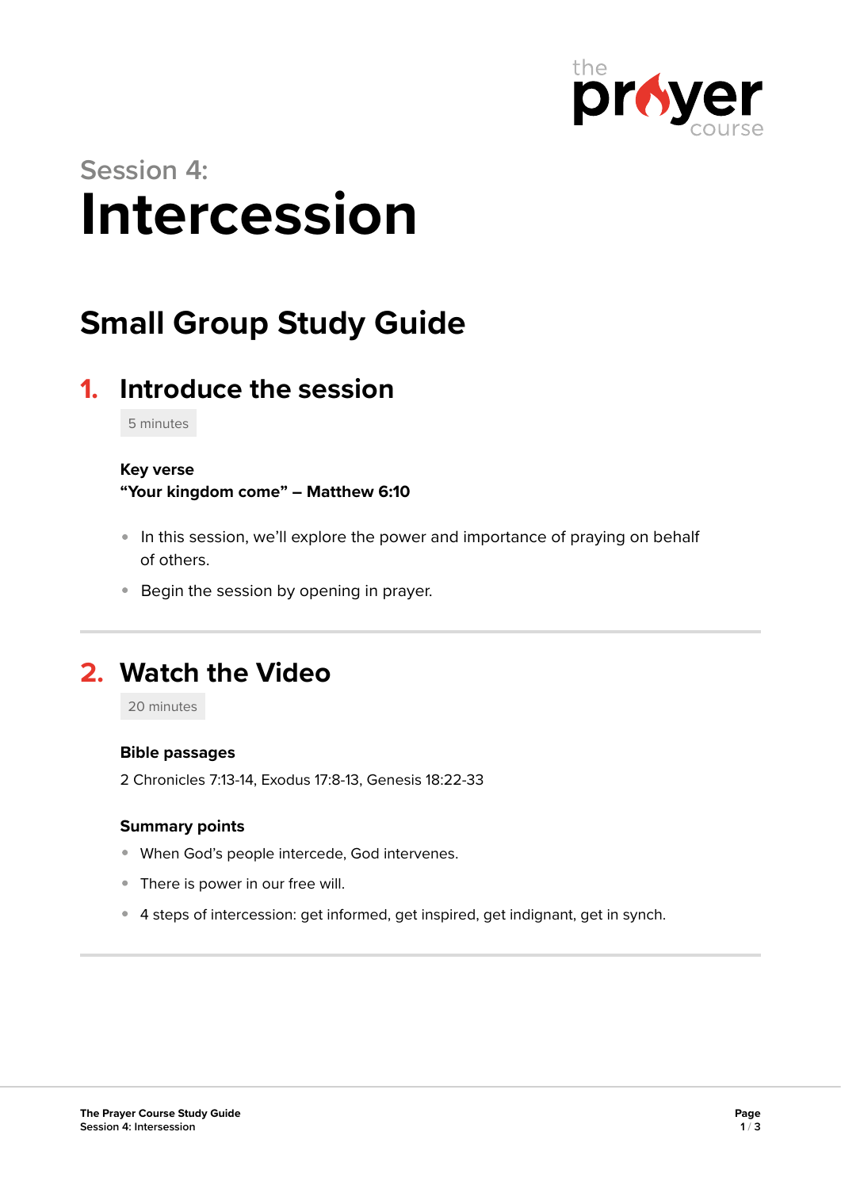the prayer course

Session 4:

# Intercession

## Small Group Study Guide

### 1. Introduce the session

5 minutes

**Key verse**
**"Your kingdom come" – Matthew 6:10**

- In this session, we'll explore the power and importance of praying on behalf of others.
- Begin the session by opening in prayer.

### 2. Watch the Video

20 minutes

**Bible passages**

2 Chronicles 7:13-14, Exodus 17:8-13, Genesis 18:22-33

**Summary points**

- When God's people intercede, God intervenes.
- There is power in our free will.
- 4 steps of intercession: get informed, get inspired, get indignant, get in synch.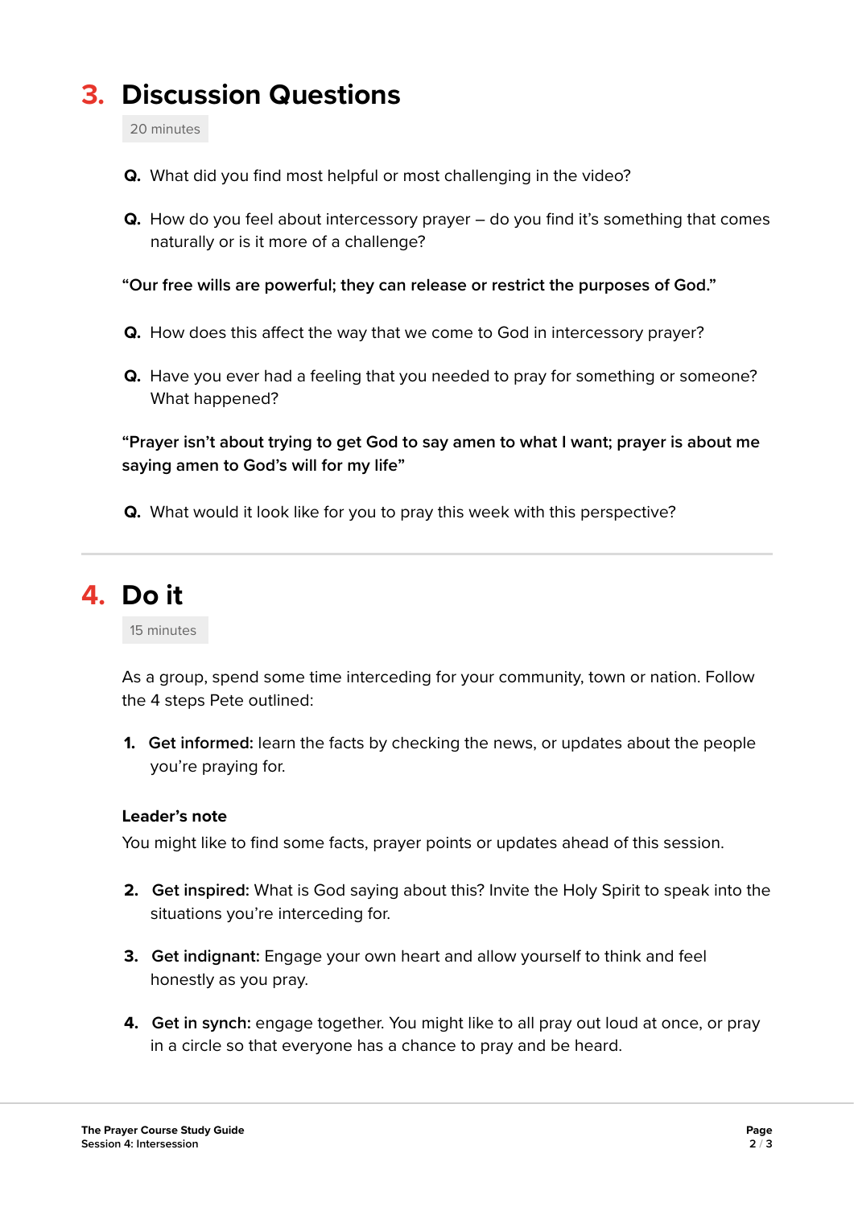## 3. Discussion Questions

20 minutes

**Q.** What did you find most helpful or most challenging in the video?

**Q.** How do you feel about intercessory prayer – do you find it's something that comes naturally or is it more of a challenge?

**"Our free wills are powerful; they can release or restrict the purposes of God."**

**Q.** How does this affect the way that we come to God in intercessory prayer?

**Q.** Have you ever had a feeling that you needed to pray for something or someone? What happened?

**"Prayer isn't about trying to get God to say amen to what I want; prayer is about me saying amen to God's will for my life"**

**Q.** What would it look like for you to pray this week with this perspective?

---

## 4. Do it

15 minutes

As a group, spend some time interceding for your community, town or nation. Follow the 4 steps Pete outlined:

1. **Get informed:** learn the facts by checking the news, or updates about the people you're praying for.

**Leader's note**

You might like to find some facts, prayer points or updates ahead of this session.

2. **Get inspired:** What is God saying about this? Invite the Holy Spirit to speak into the situations you're interceding for.

3. **Get indignant:** Engage your own heart and allow yourself to think and feel honestly as you pray.

4. **Get in synch:** engage together. You might like to all pray out loud at once, or pray in a circle so that everyone has a chance to pray and be heard.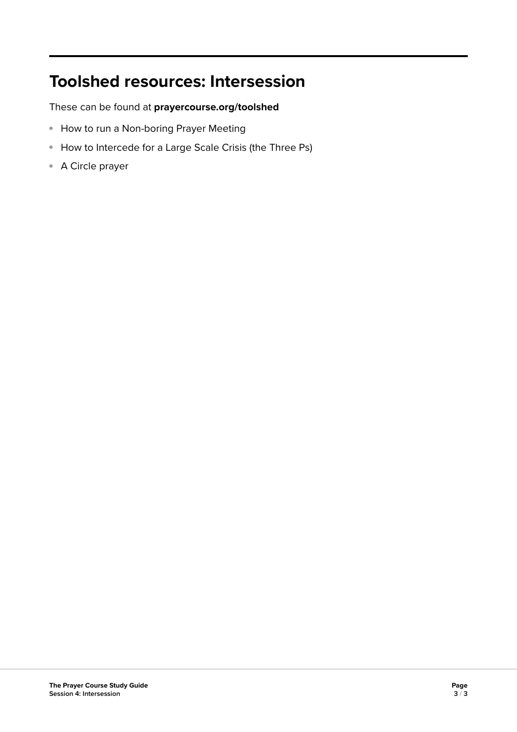## Toolshed resources: Intersession

These can be found at **prayercourse.org/toolshed**

- How to run a Non-boring Prayer Meeting
- How to Intercede for a Large Scale Crisis (the Three Ps)
- A Circle prayer